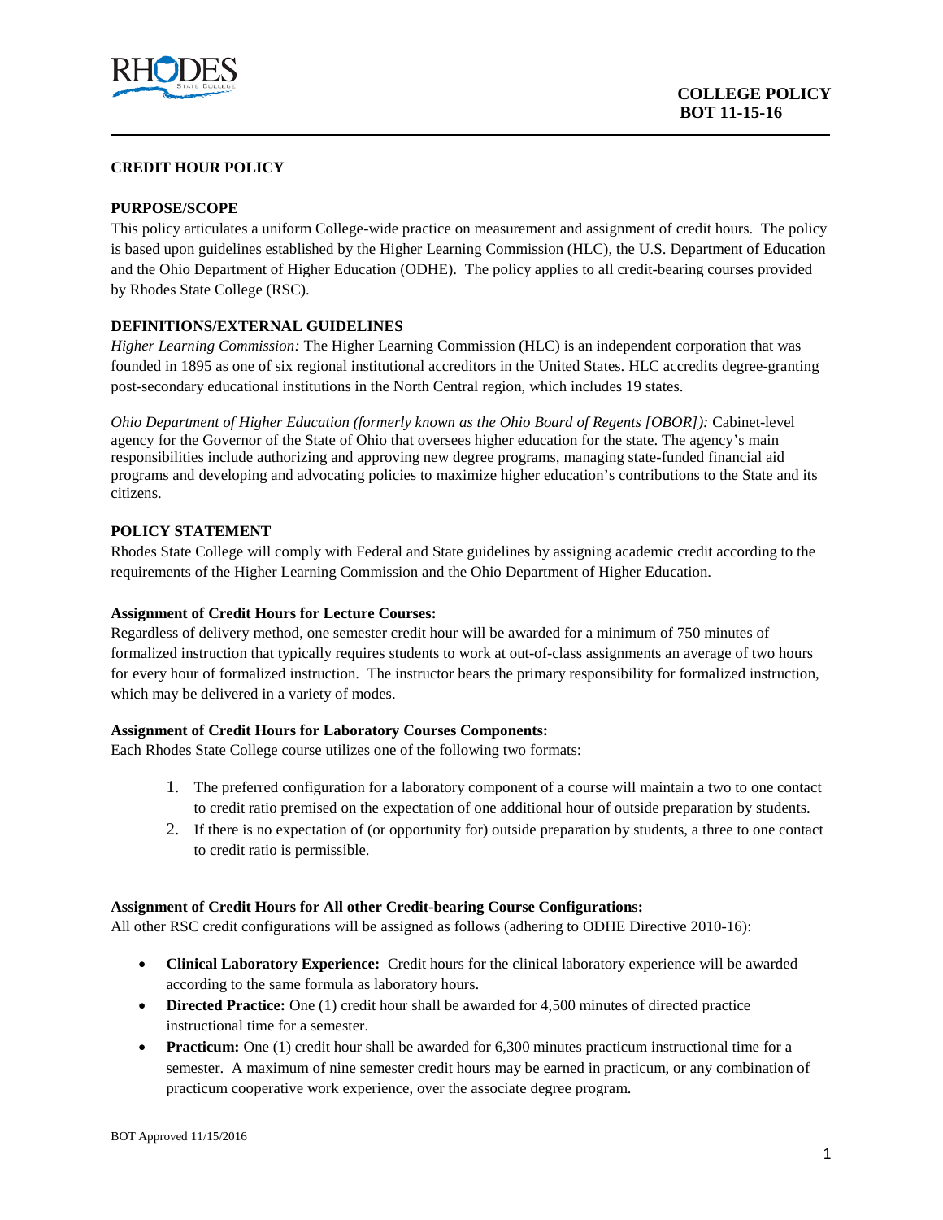**COLLEGE POLICY**
**BOT 11-15-16**

## CREDIT HOUR POLICY

### PURPOSE/SCOPE

This policy articulates a uniform College-wide practice on measurement and assignment of credit hours. The policy is based upon guidelines established by the Higher Learning Commission (HLC), the U.S. Department of Education and the Ohio Department of Higher Education (ODHE). The policy applies to all credit-bearing courses provided by Rhodes State College (RSC).

### DEFINITIONS/EXTERNAL GUIDELINES

*Higher Learning Commission:* The Higher Learning Commission (HLC) is an independent corporation that was founded in 1895 as one of six regional institutional accreditors in the United States. HLC accredits degree-granting post-secondary educational institutions in the North Central region, which includes 19 states.

*Ohio Department of Higher Education (formerly known as the Ohio Board of Regents [OBOR]):* Cabinet-level agency for the Governor of the State of Ohio that oversees higher education for the state. The agency's main responsibilities include authorizing and approving new degree programs, managing state-funded financial aid programs and developing and advocating policies to maximize higher education's contributions to the State and its citizens.

### POLICY STATEMENT

Rhodes State College will comply with Federal and State guidelines by assigning academic credit according to the requirements of the Higher Learning Commission and the Ohio Department of Higher Education.

**Assignment of Credit Hours for Lecture Courses:**

Regardless of delivery method, one semester credit hour will be awarded for a minimum of 750 minutes of formalized instruction that typically requires students to work at out-of-class assignments an average of two hours for every hour of formalized instruction. The instructor bears the primary responsibility for formalized instruction, which may be delivered in a variety of modes.

**Assignment of Credit Hours for Laboratory Courses Components:**

Each Rhodes State College course utilizes one of the following two formats:

1. The preferred configuration for a laboratory component of a course will maintain a two to one contact to credit ratio premised on the expectation of one additional hour of outside preparation by students.
2. If there is no expectation of (or opportunity for) outside preparation by students, a three to one contact to credit ratio is permissible.

**Assignment of Credit Hours for All other Credit-bearing Course Configurations:**

All other RSC credit configurations will be assigned as follows (adhering to ODHE Directive 2010-16):

- **Clinical Laboratory Experience:** Credit hours for the clinical laboratory experience will be awarded according to the same formula as laboratory hours.
- **Directed Practice:** One (1) credit hour shall be awarded for 4,500 minutes of directed practice instructional time for a semester.
- **Practicum:** One (1) credit hour shall be awarded for 6,300 minutes practicum instructional time for a semester. A maximum of nine semester credit hours may be earned in practicum, or any combination of practicum cooperative work experience, over the associate degree program.

BOT Approved 11/15/2016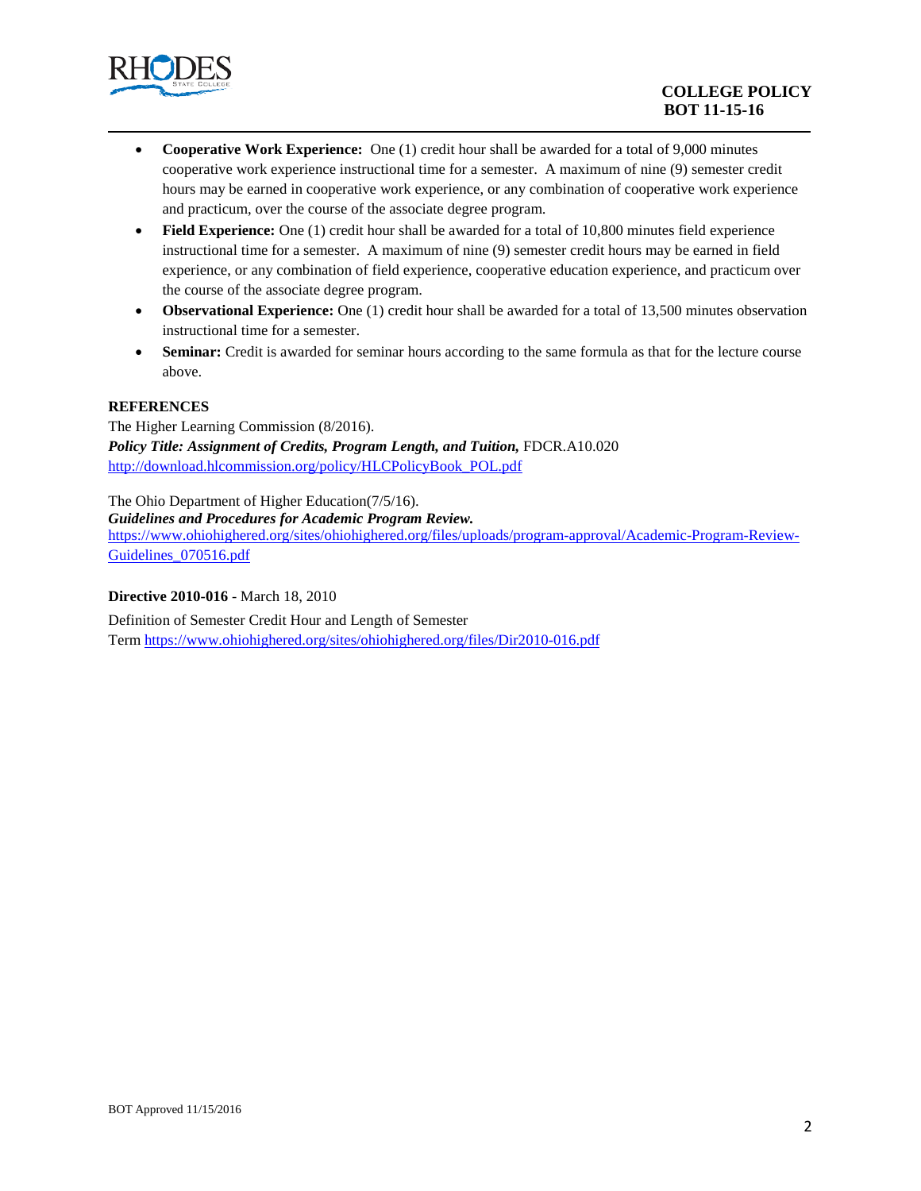- **Cooperative Work Experience:** One (1) credit hour shall be awarded for a total of 9,000 minutes cooperative work experience instructional time for a semester. A maximum of nine (9) semester credit hours may be earned in cooperative work experience, or any combination of cooperative work experience and practicum, over the course of the associate degree program.
- **Field Experience:** One (1) credit hour shall be awarded for a total of 10,800 minutes field experience instructional time for a semester. A maximum of nine (9) semester credit hours may be earned in field experience, or any combination of field experience, cooperative education experience, and practicum over the course of the associate degree program.
- **Observational Experience:** One (1) credit hour shall be awarded for a total of 13,500 minutes observation instructional time for a semester.
- **Seminar:** Credit is awarded for seminar hours according to the same formula as that for the lecture course above.

**REFERENCES**

The Higher Learning Commission (8/2016).
***Policy Title: Assignment of Credits, Program Length, and Tuition,*** FDCR.A10.020
http://download.hlcommission.org/policy/HLCPolicyBook_POL.pdf

The Ohio Department of Higher Education(7/5/16).
***Guidelines and Procedures for Academic Program Review.***
https://www.ohiohighered.org/sites/ohiohighered.org/files/uploads/program-approval/Academic-Program-Review-Guidelines_070516.pdf

**Directive 2010-016** - March 18, 2010

Definition of Semester Credit Hour and Length of Semester Term https://www.ohiohighered.org/sites/ohiohighered.org/files/Dir2010-016.pdf

BOT Approved 11/15/2016